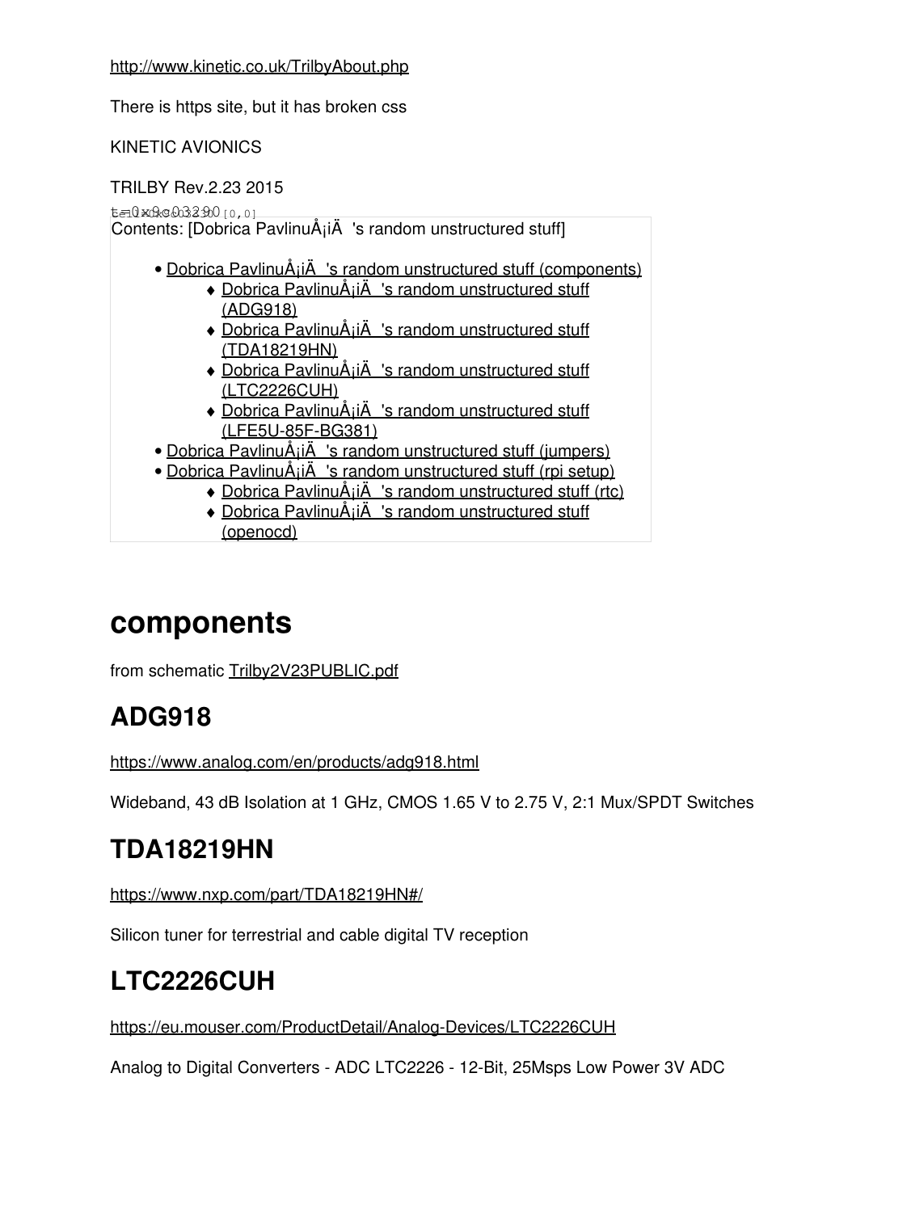http://www.kinetic.co.uk/TrilbyAbout.php

There is https site, but it has broken css

KINETIC AVIONICS

TRILBY Rev.2.23 2015

t=0x9c03290 [0,0]

Contents: [Dobrica PavlinuÅ¡iÄ 's random unstructured stuff]

- Dobrica PavlinuÅ¡iÄ 's random unstructured stuff (components)
  - Dobrica PavlinuÅ¡iÄ 's random unstructured stuff (ADG918)
  - Dobrica PavlinuÅ¡iÄ 's random unstructured stuff (TDA18219HN)
  - Dobrica PavlinuÅ¡iÄ 's random unstructured stuff (LTC2226CUH)
  - Dobrica PavlinuÅ¡iÄ 's random unstructured stuff (LFE5U-85F-BG381)
- Dobrica PavlinuÅ¡iÄ 's random unstructured stuff (jumpers)
- Dobrica PavlinuÅ¡iÄ 's random unstructured stuff (rpi setup)
  - Dobrica PavlinuÅ¡iÄ 's random unstructured stuff (rtc)
  - Dobrica PavlinuÅ¡iÄ 's random unstructured stuff (openocd)

# components

from schematic Trilby2V23PUBLIC.pdf

## ADG918

https://www.analog.com/en/products/adg918.html

Wideband, 43 dB Isolation at 1 GHz, CMOS 1.65 V to 2.75 V, 2:1 Mux/SPDT Switches

## TDA18219HN

https://www.nxp.com/part/TDA18219HN#/

Silicon tuner for terrestrial and cable digital TV reception

## LTC2226CUH

https://eu.mouser.com/ProductDetail/Analog-Devices/LTC2226CUH

Analog to Digital Converters - ADC LTC2226 - 12-Bit, 25Msps Low Power 3V ADC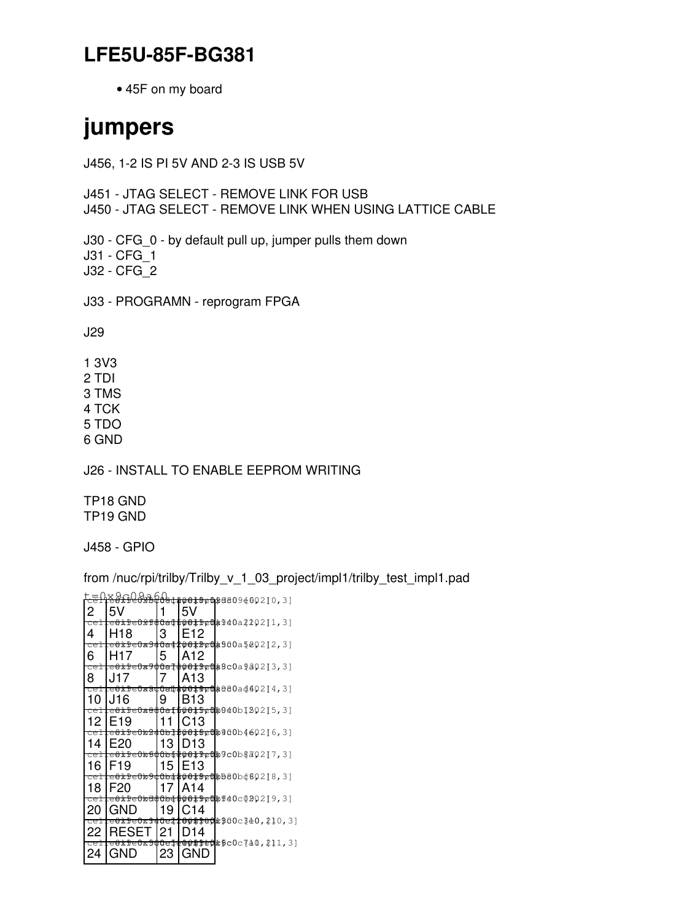## LFE5U-85F-BG381

- 45F on my board

# jumpers

J456, 1-2 IS PI 5V AND 2-3 IS USB 5V

J451 - JTAG SELECT - REMOVE LINK FOR USB
J450 - JTAG SELECT - REMOVE LINK WHEN USING LATTICE CABLE

J30 - CFG_0 - by default pull up, jumper pulls them down
J31 - CFG_1
J32 - CFG_2

J33 - PROGRAMN - reprogram FPGA

J29

1 3V3
2 TDI
3 TMS
4 TCK
5 TDO
6 GND

J26 - INSTALL TO ENABLE EEPROM WRITING

TP18 GND
TP19 GND

J458 - GPIO

from /nuc/rpi/trilby/Trilby_v_1_03_project/impl1/trilby_test_impl1.pad

| | | | |
|---|---|---|---|
| 2 | 5V | 1 | 5V |
| 4 | H18 | 3 | E12 |
| 6 | H17 | 5 | A12 |
| 8 | J17 | 7 | A13 |
| 10 | J16 | 9 | B13 |
| 12 | E19 | 11 | C13 |
| 14 | E20 | 13 | D13 |
| 16 | F19 | 15 | E13 |
| 18 | F20 | 17 | A14 |
| 20 | GND | 19 | C14 |
| 22 | RESET | 21 | D14 |
| 24 | GND | 23 | GND |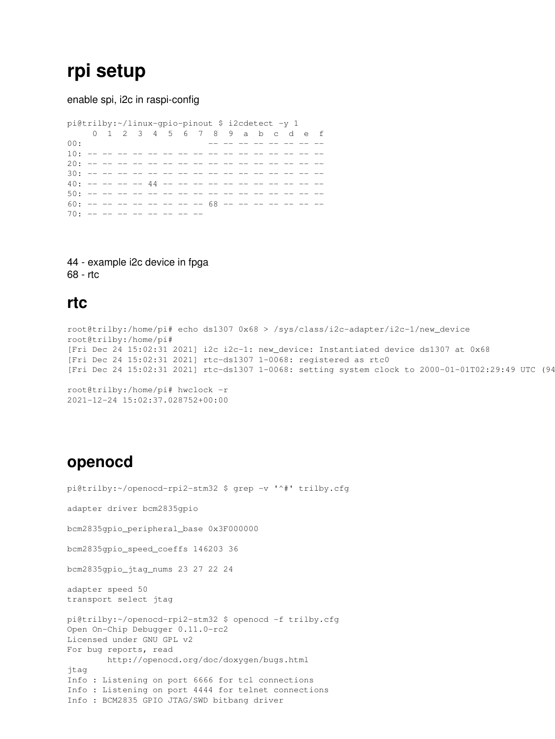# rpi setup

enable spi, i2c in raspi-config

```
pi@trilby:~/linux-gpio-pinout $ i2cdetect -y 1
     0  1  2  3  4  5  6  7  8  9  a  b  c  d  e  f
00:                         -- -- -- -- -- -- -- --
10: -- -- -- -- -- -- -- -- -- -- -- -- -- -- -- --
20: -- -- -- -- -- -- -- -- -- -- -- -- -- -- -- --
30: -- -- -- -- -- -- -- -- -- -- -- -- -- -- -- --
40: -- -- -- -- 44 -- -- -- -- -- -- -- -- -- -- --
50: -- -- -- -- -- -- -- -- -- -- -- -- -- -- -- --
60: -- -- -- -- -- -- -- -- 68 -- -- -- -- -- -- --
70: -- -- -- -- -- -- -- --
```

44 - example i2c device in fpga
68 - rtc

## rtc

```
root@trilby:/home/pi# echo ds1307 0x68 > /sys/class/i2c-adapter/i2c-1/new_device
root@trilby:/home/pi#
[Fri Dec 24 15:02:31 2021] i2c i2c-1: new_device: Instantiated device ds1307 at 0x68
[Fri Dec 24 15:02:31 2021] rtc-ds1307 1-0068: registered as rtc0
[Fri Dec 24 15:02:31 2021] rtc-ds1307 1-0068: setting system clock to 2000-01-01T02:29:49 UTC (94
```

```
root@trilby:/home/pi# hwclock -r
2021-12-24 15:02:37.028752+00:00
```

## openocd

```
pi@trilby:~/openocd-rpi2-stm32 $ grep -v '^#' trilby.cfg

adapter driver bcm2835gpio

bcm2835gpio_peripheral_base 0x3F000000

bcm2835gpio_speed_coeffs 146203 36

bcm2835gpio_jtag_nums 23 27 22 24

adapter speed 50
transport select jtag

pi@trilby:~/openocd-rpi2-stm32 $ openocd -f trilby.cfg
Open On-Chip Debugger 0.11.0-rc2
Licensed under GNU GPL v2
For bug reports, read
        http://openocd.org/doc/doxygen/bugs.html
jtag
Info : Listening on port 6666 for tcl connections
Info : Listening on port 4444 for telnet connections
Info : BCM2835 GPIO JTAG/SWD bitbang driver
```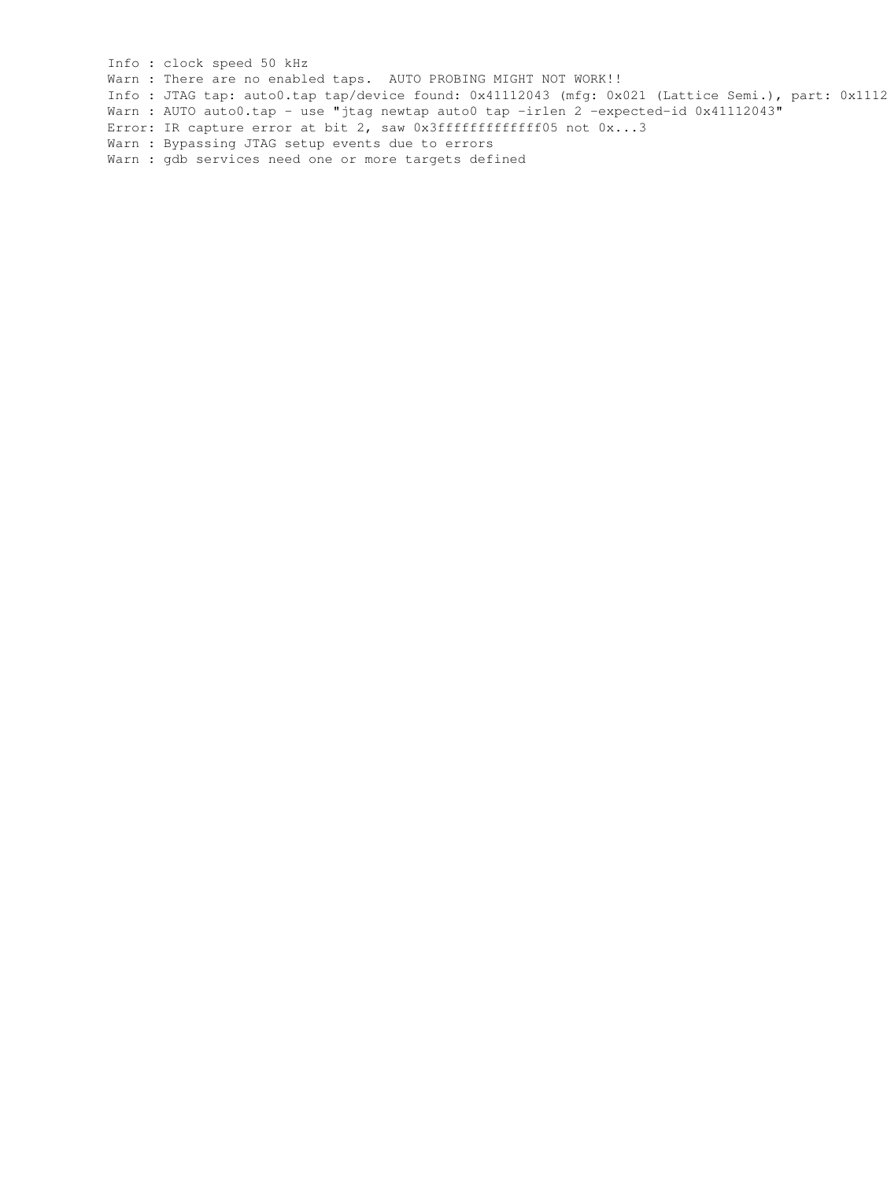```
Info : clock speed 50 kHz
Warn : There are no enabled taps.  AUTO PROBING MIGHT NOT WORK!!
Info : JTAG tap: auto0.tap tap/device found: 0x41112043 (mfg: 0x021 (Lattice Semi.), part: 0x1112
Warn : AUTO auto0.tap - use "jtag newtap auto0 tap -irlen 2 -expected-id 0x41112043"
Error: IR capture error at bit 2, saw 0x3ffffffffffff05 not 0x...3
Warn : Bypassing JTAG setup events due to errors
Warn : gdb services need one or more targets defined
```